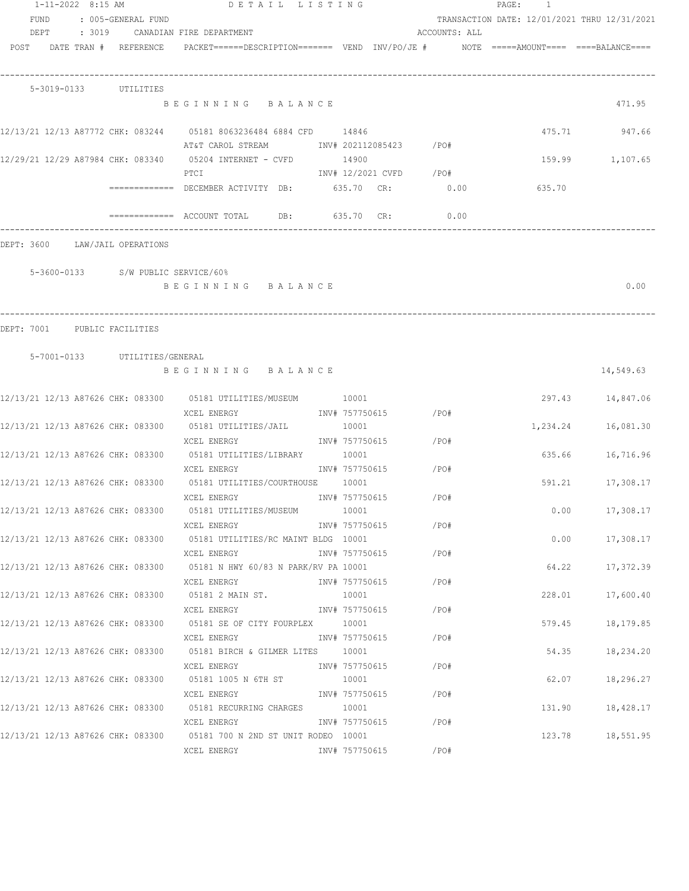1-11-2022 8:15 AM DETAIL LISTING

FUND : 005-GENERAL FUND — TRANSACTION DATE: 12/01/2021 THRU 12/31/2021

DEPT : 3019 CANADIAN FIRE DEPARTMENT — ACCOUNTS: ALL

| POST | DATE | TRAN # | REFERENCE | PACKET======DESCRIPTION======= | VEND | INV/PO/JE # | NOTE | =====AMOUNT==== | ====BALANCE==== |
|---|---|---|---|---|---|---|---|---|---|

**5-3019-0133 UTILITIES**

| POST | DATE | TRAN # | REFERENCE | DESCRIPTION | VEND | INV/PO/JE # | AMOUNT | BALANCE |
|---|---|---|---|---|---|---|---|---|
| | | | | BEGINNING BALANCE | | | | 471.95 |
| 12/13/21 | 12/13 | A87772 | CHK: 083244 | 05181 8063236484 6884 CFD / AT&T CAROL STREAM | 14846 | INV# 202112085423 /PO# | 475.71 | 947.66 |
| 12/29/21 | 12/29 | A87984 | CHK: 083340 | 05204 INTERNET - CVFD / PTCI | 14900 | INV# 12/2021 CVFD /PO# | 159.99 | 1,107.65 |

============= DECEMBER ACTIVITY DB: 635.70 CR: 0.00 635.70

============= ACCOUNT TOTAL DB: 635.70 CR: 0.00

DEPT: 3600 LAW/JAIL OPERATIONS

**5-3600-0133 S/W PUBLIC SERVICE/60%**

BEGINNING BALANCE 0.00

DEPT: 7001 PUBLIC FACILITIES

**5-7001-0133 UTILITIES/GENERAL**

| POST | DATE | TRAN # | REFERENCE | DESCRIPTION | VEND | INV/PO/JE # | AMOUNT | BALANCE |
|---|---|---|---|---|---|---|---|---|
| | | | | BEGINNING BALANCE | | | | 14,549.63 |
| 12/13/21 | 12/13 | A87626 | CHK: 083300 | 05181 UTILITIES/MUSEUM / XCEL ENERGY | 10001 | INV# 757750615 /PO# | 297.43 | 14,847.06 |
| 12/13/21 | 12/13 | A87626 | CHK: 083300 | 05181 UTILITIES/JAIL / XCEL ENERGY | 10001 | INV# 757750615 /PO# | 1,234.24 | 16,081.30 |
| 12/13/21 | 12/13 | A87626 | CHK: 083300 | 05181 UTILITIES/LIBRARY / XCEL ENERGY | 10001 | INV# 757750615 /PO# | 635.66 | 16,716.96 |
| 12/13/21 | 12/13 | A87626 | CHK: 083300 | 05181 UTILITIES/COURTHOUSE / XCEL ENERGY | 10001 | INV# 757750615 /PO# | 591.21 | 17,308.17 |
| 12/13/21 | 12/13 | A87626 | CHK: 083300 | 05181 UTILITIES/MUSEUM / XCEL ENERGY | 10001 | INV# 757750615 /PO# | 0.00 | 17,308.17 |
| 12/13/21 | 12/13 | A87626 | CHK: 083300 | 05181 UTILITIES/RC MAINT BLDG / XCEL ENERGY | 10001 | INV# 757750615 /PO# | 0.00 | 17,308.17 |
| 12/13/21 | 12/13 | A87626 | CHK: 083300 | 05181 N HWY 60/83 N PARK/RV PA / XCEL ENERGY | 10001 | INV# 757750615 /PO# | 64.22 | 17,372.39 |
| 12/13/21 | 12/13 | A87626 | CHK: 083300 | 05181 2 MAIN ST. / XCEL ENERGY | 10001 | INV# 757750615 /PO# | 228.01 | 17,600.40 |
| 12/13/21 | 12/13 | A87626 | CHK: 083300 | 05181 SE OF CITY FOURPLEX / XCEL ENERGY | 10001 | INV# 757750615 /PO# | 579.45 | 18,179.85 |
| 12/13/21 | 12/13 | A87626 | CHK: 083300 | 05181 BIRCH & GILMER LITES / XCEL ENERGY | 10001 | INV# 757750615 /PO# | 54.35 | 18,234.20 |
| 12/13/21 | 12/13 | A87626 | CHK: 083300 | 05181 1005 N 6TH ST / XCEL ENERGY | 10001 | INV# 757750615 /PO# | 62.07 | 18,296.27 |
| 12/13/21 | 12/13 | A87626 | CHK: 083300 | 05181 RECURRING CHARGES / XCEL ENERGY | 10001 | INV# 757750615 /PO# | 131.90 | 18,428.17 |
| 12/13/21 | 12/13 | A87626 | CHK: 083300 | 05181 700 N 2ND ST UNIT RODEO / XCEL ENERGY | 10001 | INV# 757750615 /PO# | 123.78 | 18,551.95 |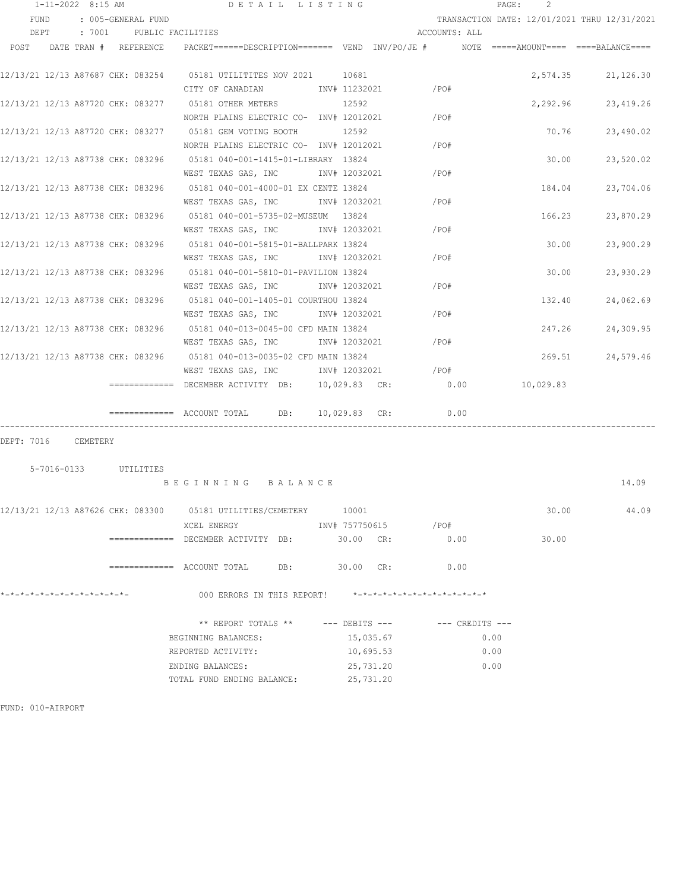1-11-2022 8:15 AM　　DETAIL LISTING

FUND : 005-GENERAL FUND　　TRANSACTION DATE: 12/01/2021 THRU 12/31/2021

DEPT : 7001 PUBLIC FACILITIES　　ACCOUNTS: ALL

| POST | DATE | TRAN # | REFERENCE | PACKET======DESCRIPTION======= | VEND | INV/PO/JE # | NOTE | =====AMOUNT==== | ====BALANCE==== |
|---|---|---|---|---|---|---|---|---|---|
| 12/13/21 | 12/13 | A87687 | CHK: 083254 | 05181 UTILITITES NOV 2021 | 10681 | | | 2,574.35 | 21,126.30 |
| | | | | CITY OF CANADIAN | | INV# 11232021 | /PO# | | |
| 12/13/21 | 12/13 | A87720 | CHK: 083277 | 05181 OTHER METERS | 12592 | | | 2,292.96 | 23,419.26 |
| | | | | NORTH PLAINS ELECTRIC CO- | | INV# 12012021 | /PO# | | |
| 12/13/21 | 12/13 | A87720 | CHK: 083277 | 05181 GEM VOTING BOOTH | 12592 | | | 70.76 | 23,490.02 |
| | | | | NORTH PLAINS ELECTRIC CO- | | INV# 12012021 | /PO# | | |
| 12/13/21 | 12/13 | A87738 | CHK: 083296 | 05181 040-001-1415-01-LIBRARY | 13824 | | | 30.00 | 23,520.02 |
| | | | | WEST TEXAS GAS, INC | | INV# 12032021 | /PO# | | |
| 12/13/21 | 12/13 | A87738 | CHK: 083296 | 05181 040-001-4000-01 EX CENTE | 13824 | | | 184.04 | 23,704.06 |
| | | | | WEST TEXAS GAS, INC | | INV# 12032021 | /PO# | | |
| 12/13/21 | 12/13 | A87738 | CHK: 083296 | 05181 040-001-5735-02-MUSEUM | 13824 | | | 166.23 | 23,870.29 |
| | | | | WEST TEXAS GAS, INC | | INV# 12032021 | /PO# | | |
| 12/13/21 | 12/13 | A87738 | CHK: 083296 | 05181 040-001-5815-01-BALLPARK | 13824 | | | 30.00 | 23,900.29 |
| | | | | WEST TEXAS GAS, INC | | INV# 12032021 | /PO# | | |
| 12/13/21 | 12/13 | A87738 | CHK: 083296 | 05181 040-001-5810-01-PAVILION | 13824 | | | 30.00 | 23,930.29 |
| | | | | WEST TEXAS GAS, INC | | INV# 12032021 | /PO# | | |
| 12/13/21 | 12/13 | A87738 | CHK: 083296 | 05181 040-001-1405-01 COURTHOU | 13824 | | | 132.40 | 24,062.69 |
| | | | | WEST TEXAS GAS, INC | | INV# 12032021 | /PO# | | |
| 12/13/21 | 12/13 | A87738 | CHK: 083296 | 05181 040-013-0045-00 CFD MAIN | 13824 | | | 247.26 | 24,309.95 |
| | | | | WEST TEXAS GAS, INC | | INV# 12032021 | /PO# | | |
| 12/13/21 | 12/13 | A87738 | CHK: 083296 | 05181 040-013-0035-02 CFD MAIN | 13824 | | | 269.51 | 24,579.46 |
| | | | | WEST TEXAS GAS, INC | | INV# 12032021 | /PO# | | |

============= DECEMBER ACTIVITY DB: 10,029.83 CR: 0.00　　10,029.83

============= ACCOUNT TOTAL DB: 10,029.83 CR: 0.00

DEPT: 7016 CEMETERY

5-7016-0133 UTILITIES

B E G I N N I N G　B A L A N C E　　14.09

| POST | DATE | TRAN # | REFERENCE | PACKET======DESCRIPTION======= | VEND | INV/PO/JE # | NOTE | =====AMOUNT==== | ====BALANCE==== |
|---|---|---|---|---|---|---|---|---|---|
| 12/13/21 | 12/13 | A87626 | CHK: 083300 | 05181 UTILITIES/CEMETERY | 10001 | | | 30.00 | 44.09 |
| | | | | XCEL ENERGY | | INV# 757750615 | /PO# | | |

============= DECEMBER ACTIVITY DB: 30.00 CR: 0.00　　30.00

============= ACCOUNT TOTAL DB: 30.00 CR: 0.00

*-*-*-*-*-*-*-*-*-*-*-*-*-　　000 ERRORS IN THIS REPORT!　　*-*-*-*-*-*-*-*-*-*-*-*-*-*

| ** REPORT TOTALS ** | --- DEBITS --- | --- CREDITS --- |
|---|---|---|
| BEGINNING BALANCES: | 15,035.67 | 0.00 |
| REPORTED ACTIVITY: | 10,695.53 | 0.00 |
| ENDING BALANCES: | 25,731.20 | 0.00 |
| TOTAL FUND ENDING BALANCE: | 25,731.20 | |

FUND: 010-AIRPORT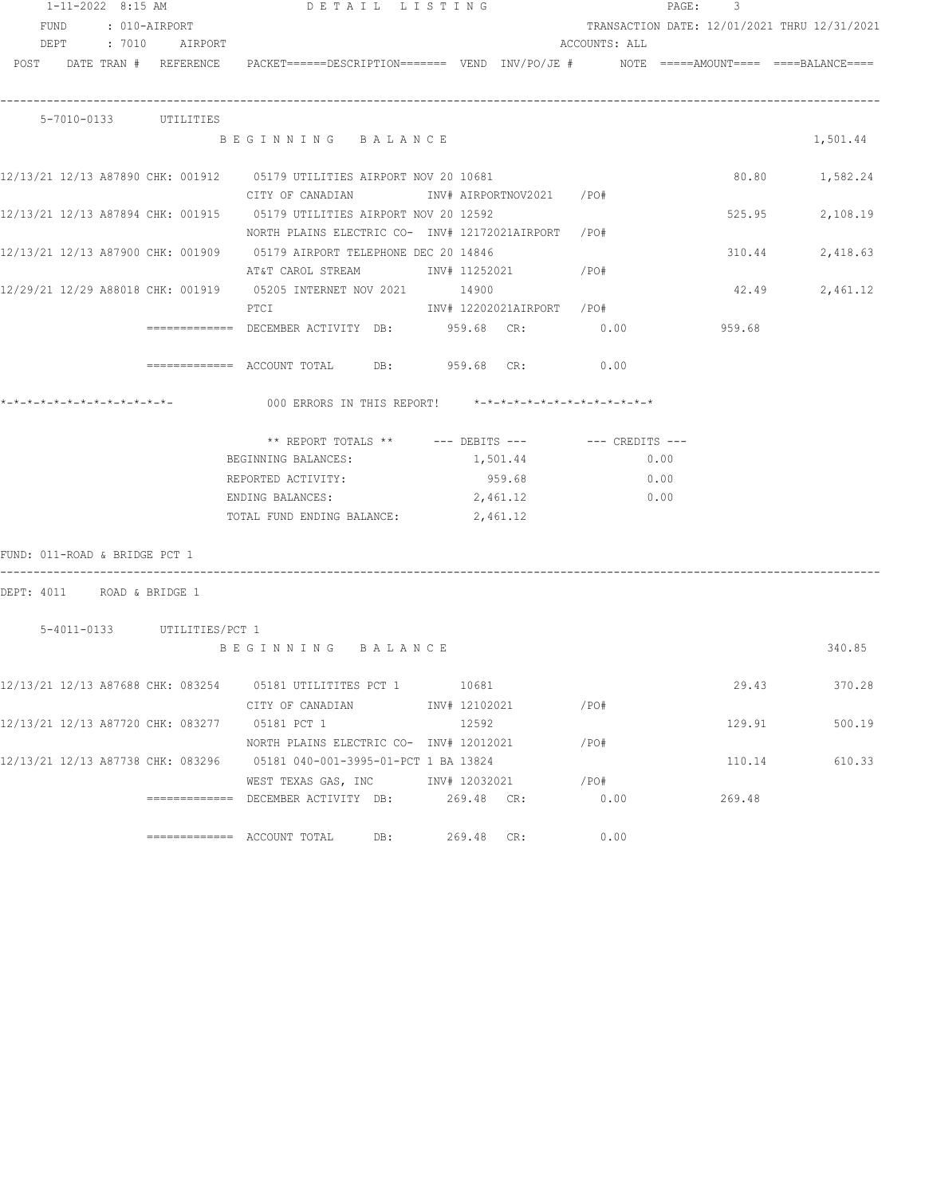1-11-2022 8:15 AM — DETAIL LISTING

FUND : 010-AIRPORT — TRANSACTION DATE: 12/01/2021 THRU 12/31/2021
DEPT : 7010 AIRPORT — ACCOUNTS: ALL

| POST | DATE | TRAN # | REFERENCE | PACKET | DESCRIPTION | VEND | INV/PO/JE # | NOTE | AMOUNT | BALANCE |
|---|---|---|---|---|---|---|---|---|---|---|
| **5-7010-0133 UTILITIES** | | | | | | | | | | |
| | | | | | BEGINNING BALANCE | | | | | 1,501.44 |
| 12/13/21 | 12/13 | A87890 | CHK: 001912 | 05179 | UTILITIES AIRPORT NOV 20 — CITY OF CANADIAN | 10681 | INV# AIRPORTNOV2021 /PO# | | 80.80 | 1,582.24 |
| 12/13/21 | 12/13 | A87894 | CHK: 001915 | 05179 | UTILITIES AIRPORT NOV 20 — NORTH PLAINS ELECTRIC CO- | 12592 | INV# 12172021AIRPORT /PO# | | 525.95 | 2,108.19 |
| 12/13/21 | 12/13 | A87900 | CHK: 001909 | 05179 | AIRPORT TELEPHONE DEC 20 — AT&T CAROL STREAM | 14846 | INV# 11252021 /PO# | | 310.44 | 2,418.63 |
| 12/29/21 | 12/29 | A88018 | CHK: 001919 | 05205 | INTERNET NOV 2021 — PTCI | 14900 | INV# 12202021AIRPORT /PO# | | 42.49 | 2,461.12 |

============= DECEMBER ACTIVITY DB: 959.68 CR: 0.00 — 959.68

============= ACCOUNT TOTAL DB: 959.68 CR: 0.00

*-*-*-*-*-*-*-*-*-*-*-*-*- 000 ERRORS IN THIS REPORT! *-*-*-*-*-*-*-*-*-*-*-*-*-*

| ** REPORT TOTALS ** | --- DEBITS --- | --- CREDITS --- |
|---|---|---|
| BEGINNING BALANCES: | 1,501.44 | 0.00 |
| REPORTED ACTIVITY: | 959.68 | 0.00 |
| ENDING BALANCES: | 2,461.12 | 0.00 |
| TOTAL FUND ENDING BALANCE: | 2,461.12 | |

FUND: 011-ROAD & BRIDGE PCT 1

DEPT: 4011 ROAD & BRIDGE 1

| POST | DATE | TRAN # | REFERENCE | PACKET | DESCRIPTION | VEND | INV/PO/JE # | NOTE | AMOUNT | BALANCE |
|---|---|---|---|---|---|---|---|---|---|---|
| **5-4011-0133 UTILITIES/PCT 1** | | | | | | | | | | |
| | | | | | BEGINNING BALANCE | | | | | 340.85 |
| 12/13/21 | 12/13 | A87688 | CHK: 083254 | 05181 | UTILITITES PCT 1 — CITY OF CANADIAN | 10681 | INV# 12102021 /PO# | | 29.43 | 370.28 |
| 12/13/21 | 12/13 | A87720 | CHK: 083277 | 05181 | PCT 1 — NORTH PLAINS ELECTRIC CO- | 12592 | INV# 12012021 /PO# | | 129.91 | 500.19 |
| 12/13/21 | 12/13 | A87738 | CHK: 083296 | 05181 | 040-001-3995-01-PCT 1 BA — WEST TEXAS GAS, INC | 13824 | INV# 12032021 /PO# | | 110.14 | 610.33 |

============= DECEMBER ACTIVITY DB: 269.48 CR: 0.00 — 269.48

============= ACCOUNT TOTAL DB: 269.48 CR: 0.00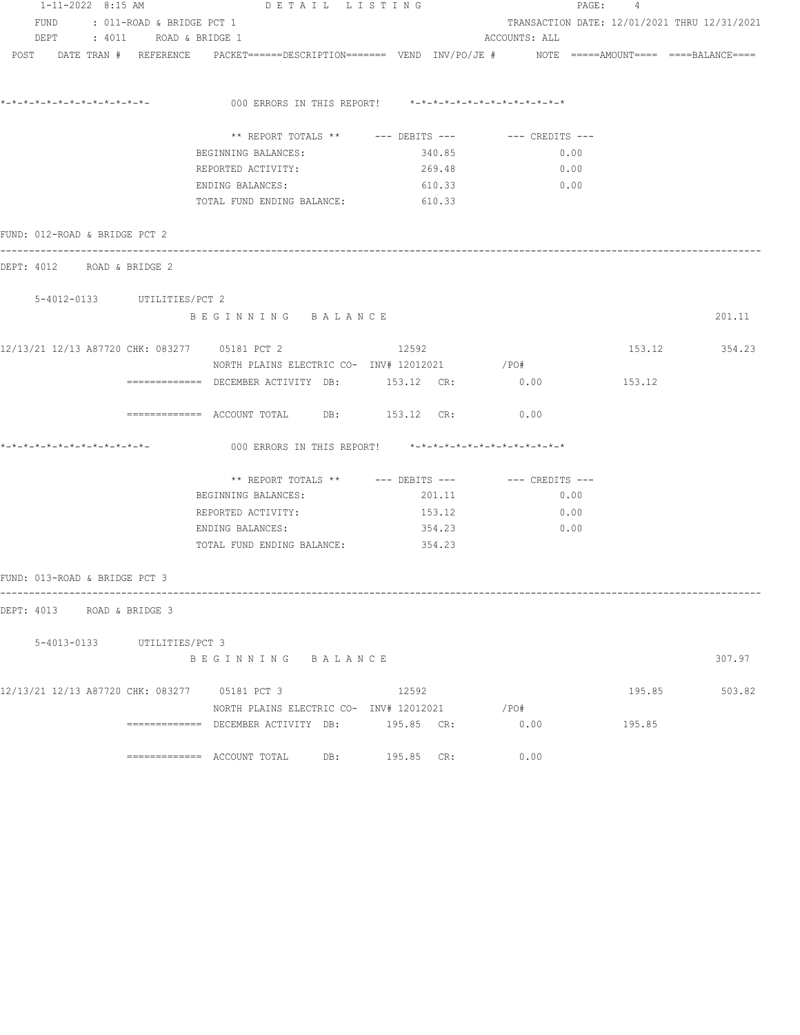1-11-2022 8:15 AM DETAIL LISTING PAGE: 4

FUND : 011-ROAD & BRIDGE PCT 1 TRANSACTION DATE: 12/01/2021 THRU 12/31/2021
DEPT : 4011 ROAD & BRIDGE 1 ACCOUNTS: ALL

POST DATE TRAN # REFERENCE PACKET======DESCRIPTION======= VEND INV/PO/JE # NOTE =====AMOUNT==== ====BALANCE====

*-*-*-*-*-*-*-*-*-*-*-*-*-*- 000 ERRORS IN THIS REPORT! *-*-*-*-*-*-*-*-*-*-*-*-*-*

| ** REPORT TOTALS ** | --- DEBITS --- | --- CREDITS --- |
|---|---|---|
| BEGINNING BALANCES: | 340.85 | 0.00 |
| REPORTED ACTIVITY: | 269.48 | 0.00 |
| ENDING BALANCES: | 610.33 | 0.00 |
| TOTAL FUND ENDING BALANCE: | 610.33 | |

FUND: 012-ROAD & BRIDGE PCT 2

DEPT: 4012 ROAD & BRIDGE 2

5-4012-0133 UTILITIES/PCT 2

BEGINNING BALANCE 201.11

| POST | DATE | TRAN # | REFERENCE | PACKET/DESCRIPTION | VEND | INV/PO/JE # | AMOUNT | BALANCE |
|---|---|---|---|---|---|---|---|---|
| 12/13/21 | 12/13 | A87720 | CHK: 083277 | 05181 PCT 2 | 12592 | | 153.12 | 354.23 |
| | | | | NORTH PLAINS ELECTRIC CO- | | INV# 12012021 /PO# | | |

============= DECEMBER ACTIVITY DB: 153.12 CR: 0.00 153.12

============= ACCOUNT TOTAL DB: 153.12 CR: 0.00

*-*-*-*-*-*-*-*-*-*-*-*-*-*- 000 ERRORS IN THIS REPORT! *-*-*-*-*-*-*-*-*-*-*-*-*-*

| ** REPORT TOTALS ** | --- DEBITS --- | --- CREDITS --- |
|---|---|---|
| BEGINNING BALANCES: | 201.11 | 0.00 |
| REPORTED ACTIVITY: | 153.12 | 0.00 |
| ENDING BALANCES: | 354.23 | 0.00 |
| TOTAL FUND ENDING BALANCE: | 354.23 | |

FUND: 013-ROAD & BRIDGE PCT 3

DEPT: 4013 ROAD & BRIDGE 3

5-4013-0133 UTILITIES/PCT 3

BEGINNING BALANCE 307.97

| POST | DATE | TRAN # | REFERENCE | PACKET/DESCRIPTION | VEND | INV/PO/JE # | AMOUNT | BALANCE |
|---|---|---|---|---|---|---|---|---|
| 12/13/21 | 12/13 | A87720 | CHK: 083277 | 05181 PCT 3 | 12592 | | 195.85 | 503.82 |
| | | | | NORTH PLAINS ELECTRIC CO- | | INV# 12012021 /PO# | | |

============= DECEMBER ACTIVITY DB: 195.85 CR: 0.00 195.85

============= ACCOUNT TOTAL DB: 195.85 CR: 0.00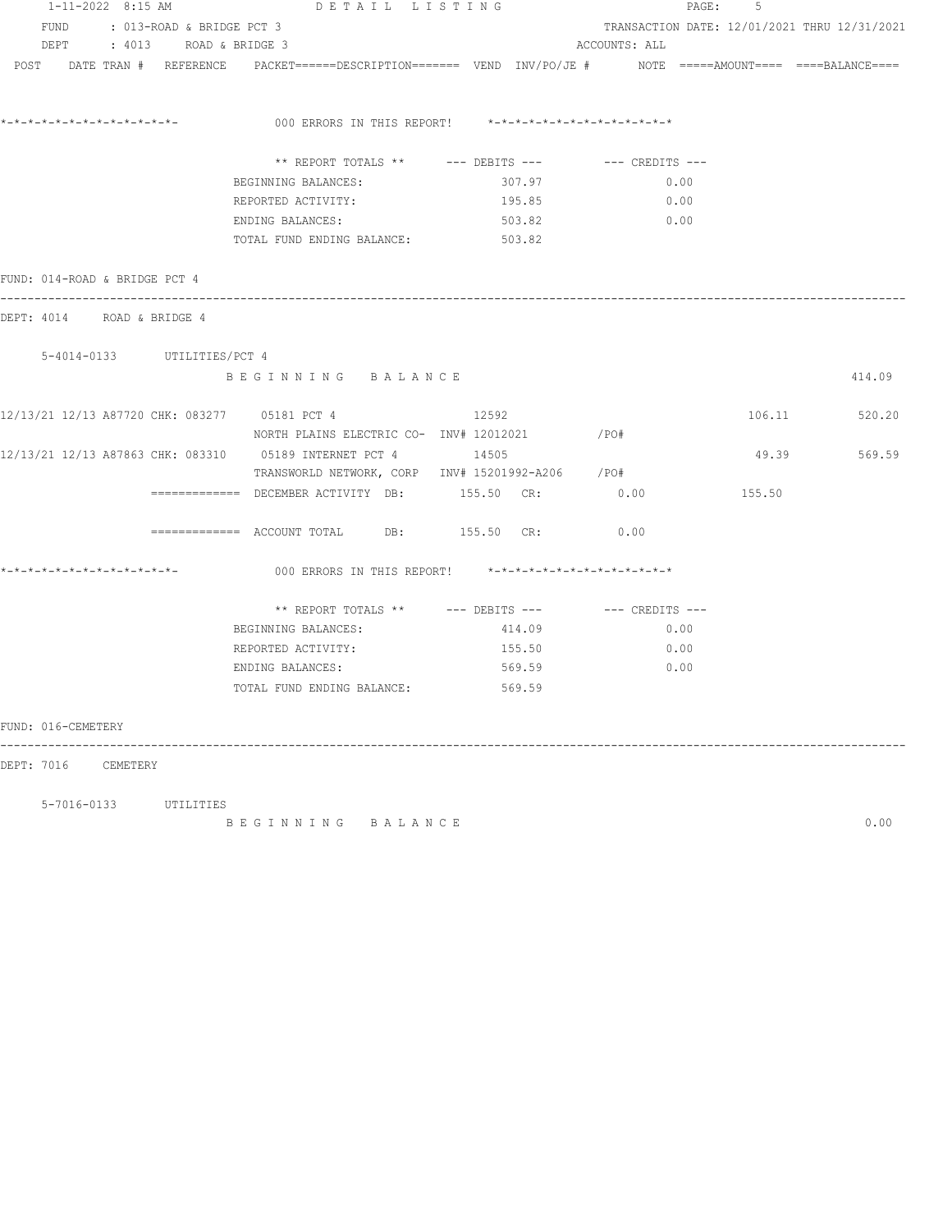1-11-2022 8:15 AM DETAIL LISTING

FUND : 013-ROAD & BRIDGE PCT 3 TRANSACTION DATE: 12/01/2021 THRU 12/31/2021

DEPT : 4013 ROAD & BRIDGE 3 ACCOUNTS: ALL

POST DATE TRAN # REFERENCE PACKET======DESCRIPTION======= VEND INV/PO/JE # NOTE =====AMOUNT==== ====BALANCE====

*-*-*-*-*-*-*-*-*-*-*-*-*-*- 000 ERRORS IN THIS REPORT! *-*-*-*-*-*-*-*-*-*-*-*-*-*

| ** REPORT TOTALS ** | --- DEBITS --- | --- CREDITS --- |
|---|---|---|
| BEGINNING BALANCES: | 307.97 | 0.00 |
| REPORTED ACTIVITY: | 195.85 | 0.00 |
| ENDING BALANCES: | 503.82 | 0.00 |
| TOTAL FUND ENDING BALANCE: | 503.82 | |

FUND: 014-ROAD & BRIDGE PCT 4

DEPT: 4014 ROAD & BRIDGE 4

5-4014-0133 UTILITIES/PCT 4

B E G I N N I N G B A L A N C E 414.09

| POST | DATE | TRAN # | REFERENCE | PACKET | DESCRIPTION | VEND | INV/PO/JE # | AMOUNT | BALANCE |
|---|---|---|---|---|---|---|---|---|---|
| 12/13/21 | 12/13 | A87720 | CHK: 083277 | 05181 | PCT 4<br>NORTH PLAINS ELECTRIC CO- | 12592 | INV# 12012021 /PO# | 106.11 | 520.20 |
| 12/13/21 | 12/13 | A87863 | CHK: 083310 | 05189 | INTERNET PCT 4<br>TRANSWORLD NETWORK, CORP | 14505 | INV# 15201992-A206 /PO# | 49.39 | 569.59 |

============= DECEMBER ACTIVITY DB: 155.50 CR: 0.00 155.50

============= ACCOUNT TOTAL DB: 155.50 CR: 0.00

*-*-*-*-*-*-*-*-*-*-*-*-*-*- 000 ERRORS IN THIS REPORT! *-*-*-*-*-*-*-*-*-*-*-*-*-*

| ** REPORT TOTALS ** | --- DEBITS --- | --- CREDITS --- |
|---|---|---|
| BEGINNING BALANCES: | 414.09 | 0.00 |
| REPORTED ACTIVITY: | 155.50 | 0.00 |
| ENDING BALANCES: | 569.59 | 0.00 |
| TOTAL FUND ENDING BALANCE: | 569.59 | |

FUND: 016-CEMETERY

DEPT: 7016 CEMETERY

5-7016-0133 UTILITIES

B E G I N N I N G B A L A N C E 0.00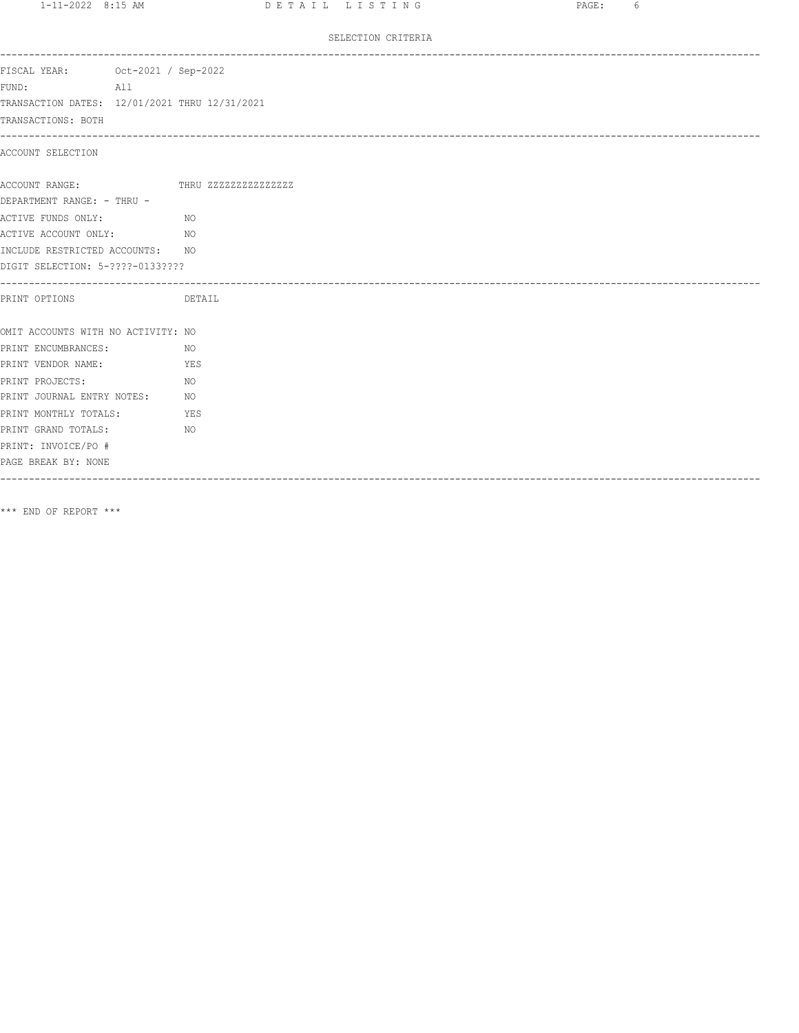SELECTION CRITERIA

---

FISCAL YEAR: Oct-2021 / Sep-2022
FUND: All
TRANSACTION DATES: 12/01/2021 THRU 12/31/2021
TRANSACTIONS: BOTH

---

ACCOUNT SELECTION

ACCOUNT RANGE: THRU ZZZZZZZZZZZZZZZ
DEPARTMENT RANGE: - THRU -
ACTIVE FUNDS ONLY: NO
ACTIVE ACCOUNT ONLY: NO
INCLUDE RESTRICTED ACCOUNTS: NO
DIGIT SELECTION: 5-????-0133????

---

PRINT OPTIONS DETAIL

OMIT ACCOUNTS WITH NO ACTIVITY: NO
PRINT ENCUMBRANCES: NO
PRINT VENDOR NAME: YES
PRINT PROJECTS: NO
PRINT JOURNAL ENTRY NOTES: NO
PRINT MONTHLY TOTALS: YES
PRINT GRAND TOTALS: NO
PRINT: INVOICE/PO #
PAGE BREAK BY: NONE

---

*** END OF REPORT ***